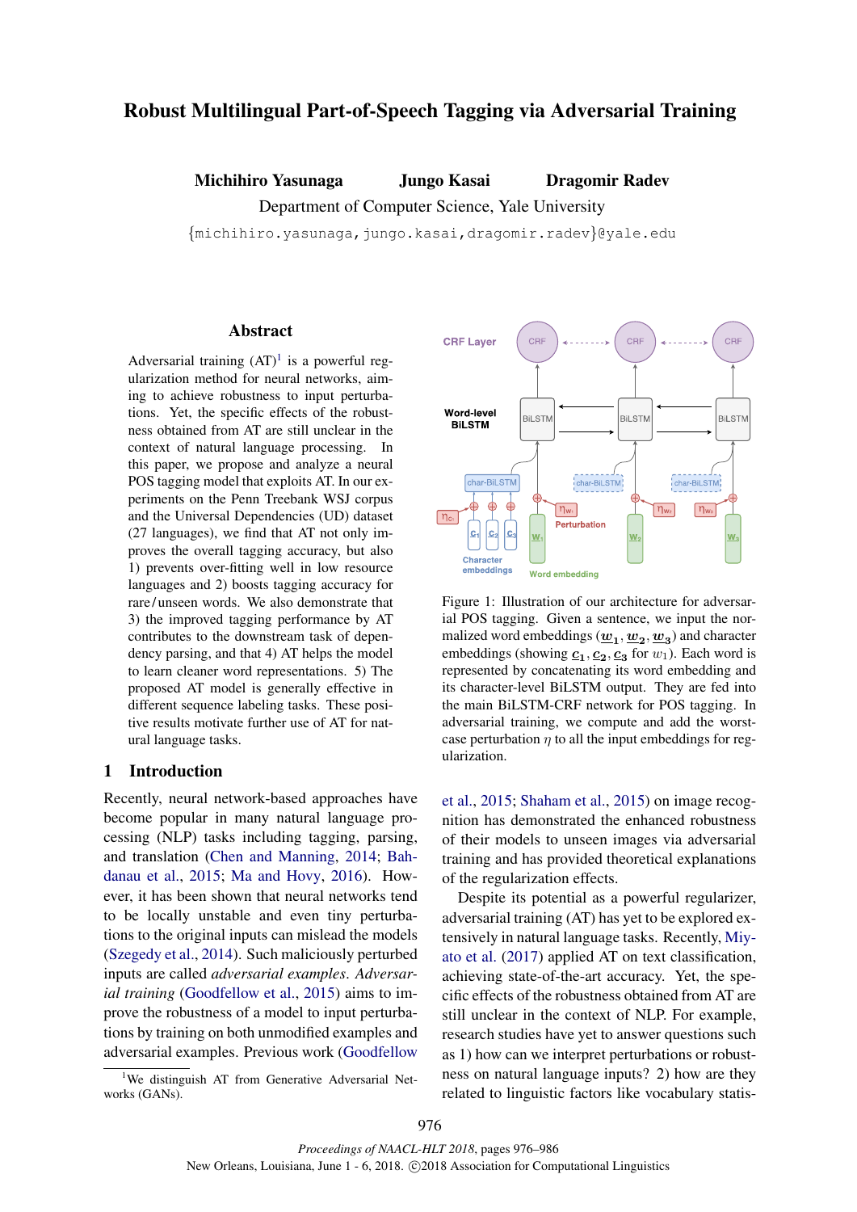# Robust Multilingual Part-of-Speech Tagging via Adversarial Training

**Michihiro Yasunaga** **Jungo Kasai** **Dragomir Radev**

Department of Computer Science, Yale University

{michihiro.yasunaga,jungo.kasai,dragomir.radev}@yale.edu

## Abstract

Adversarial training (AT)[1] is a powerful regularization method for neural networks, aiming to achieve robustness to input perturbations. Yet, the specific effects of the robustness obtained from AT are still unclear in the context of natural language processing. In this paper, we propose and analyze a neural POS tagging model that exploits AT. In our experiments on the Penn Treebank WSJ corpus and the Universal Dependencies (UD) dataset (27 languages), we find that AT not only improves the overall tagging accuracy, but also 1) prevents over-fitting well in low resource languages and 2) boosts tagging accuracy for rare / unseen words. We also demonstrate that 3) the improved tagging performance by AT contributes to the downstream task of dependency parsing, and that 4) AT helps the model to learn cleaner word representations. 5) The proposed AT model is generally effective in different sequence labeling tasks. These positive results motivate further use of AT for natural language tasks.

## 1 Introduction

Recently, neural network-based approaches have become popular in many natural language processing (NLP) tasks including tagging, parsing, and translation (Chen and Manning, 2014; Bahdanau et al., 2015; Ma and Hovy, 2016). However, it has been shown that neural networks tend to be locally unstable and even tiny perturbations to the original inputs can mislead the models (Szegedy et al., 2014). Such maliciously perturbed inputs are called *adversarial examples*. *Adversarial training* (Goodfellow et al., 2015) aims to improve the robustness of a model to input perturbations by training on both unmodified examples and adversarial examples. Previous work (Goodfellow et al., 2015; Shaham et al., 2015) on image recognition has demonstrated the enhanced robustness of their models to unseen images via adversarial training and has provided theoretical explanations of the regularization effects.

Figure 1: Illustration of our architecture for adversarial POS tagging. Given a sentence, we input the normalized word embeddings ($\boldsymbol{w_1}, \boldsymbol{w_2}, \boldsymbol{w_3}$) and character embeddings (showing $\boldsymbol{c_1}, \boldsymbol{c_2}, \boldsymbol{c_3}$ for $w_1$). Each word is represented by concatenating its word embedding and its character-level BiLSTM output. They are fed into the main BiLSTM-CRF network for POS tagging. In adversarial training, we compute and add the worst-case perturbation $\eta$ to all the input embeddings for regularization.

Despite its potential as a powerful regularizer, adversarial training (AT) has yet to be explored extensively in natural language tasks. Recently, Miyato et al. (2017) applied AT on text classification, achieving state-of-the-art accuracy. Yet, the specific effects of the robustness obtained from AT are still unclear in the context of NLP. For example, research studies have yet to answer questions such as 1) how can we interpret perturbations or robustness on natural language inputs? 2) how are they related to linguistic factors like vocabulary statis-

[1] We distinguish AT from Generative Adversarial Networks (GANs).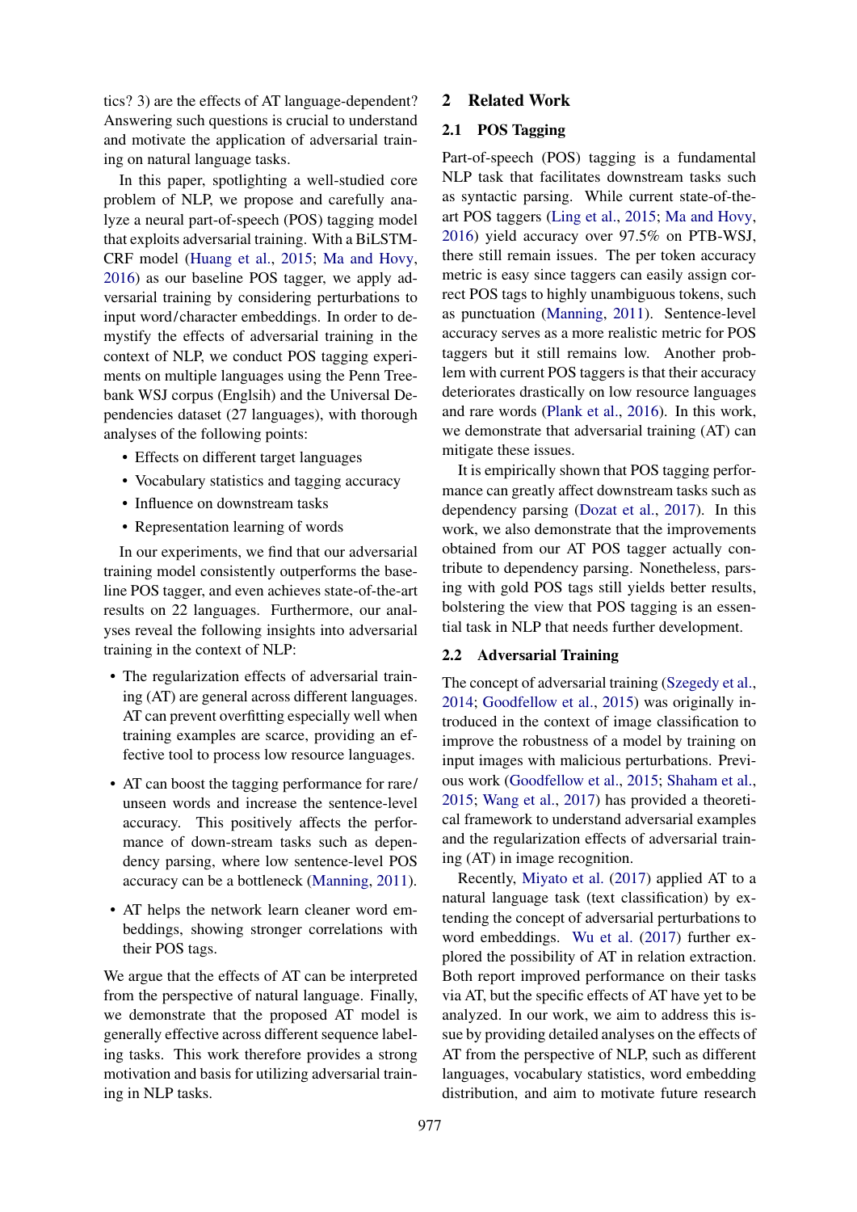tics? 3) are the effects of AT language-dependent? Answering such questions is crucial to understand and motivate the application of adversarial training on natural language tasks.

In this paper, spotlighting a well-studied core problem of NLP, we propose and carefully analyze a neural part-of-speech (POS) tagging model that exploits adversarial training. With a BiLSTM-CRF model (Huang et al., 2015; Ma and Hovy, 2016) as our baseline POS tagger, we apply adversarial training by considering perturbations to input word/character embeddings. In order to demystify the effects of adversarial training in the context of NLP, we conduct POS tagging experiments on multiple languages using the Penn Treebank WSJ corpus (Englsih) and the Universal Dependencies dataset (27 languages), with thorough analyses of the following points:

- Effects on different target languages
- Vocabulary statistics and tagging accuracy
- Influence on downstream tasks
- Representation learning of words

In our experiments, we find that our adversarial training model consistently outperforms the baseline POS tagger, and even achieves state-of-the-art results on 22 languages. Furthermore, our analyses reveal the following insights into adversarial training in the context of NLP:

- The regularization effects of adversarial training (AT) are general across different languages. AT can prevent overfitting especially well when training examples are scarce, providing an effective tool to process low resource languages.
- AT can boost the tagging performance for rare/unseen words and increase the sentence-level accuracy. This positively affects the performance of down-stream tasks such as dependency parsing, where low sentence-level POS accuracy can be a bottleneck (Manning, 2011).
- AT helps the network learn cleaner word embeddings, showing stronger correlations with their POS tags.

We argue that the effects of AT can be interpreted from the perspective of natural language. Finally, we demonstrate that the proposed AT model is generally effective across different sequence labeling tasks. This work therefore provides a strong motivation and basis for utilizing adversarial training in NLP tasks.

## 2 Related Work

### 2.1 POS Tagging

Part-of-speech (POS) tagging is a fundamental NLP task that facilitates downstream tasks such as syntactic parsing. While current state-of-the-art POS taggers (Ling et al., 2015; Ma and Hovy, 2016) yield accuracy over 97.5% on PTB-WSJ, there still remain issues. The per token accuracy metric is easy since taggers can easily assign correct POS tags to highly unambiguous tokens, such as punctuation (Manning, 2011). Sentence-level accuracy serves as a more realistic metric for POS taggers but it still remains low. Another problem with current POS taggers is that their accuracy deteriorates drastically on low resource languages and rare words (Plank et al., 2016). In this work, we demonstrate that adversarial training (AT) can mitigate these issues.

It is empirically shown that POS tagging performance can greatly affect downstream tasks such as dependency parsing (Dozat et al., 2017). In this work, we also demonstrate that the improvements obtained from our AT POS tagger actually contribute to dependency parsing. Nonetheless, parsing with gold POS tags still yields better results, bolstering the view that POS tagging is an essential task in NLP that needs further development.

### 2.2 Adversarial Training

The concept of adversarial training (Szegedy et al., 2014; Goodfellow et al., 2015) was originally introduced in the context of image classification to improve the robustness of a model by training on input images with malicious perturbations. Previous work (Goodfellow et al., 2015; Shaham et al., 2015; Wang et al., 2017) has provided a theoretical framework to understand adversarial examples and the regularization effects of adversarial training (AT) in image recognition.

Recently, Miyato et al. (2017) applied AT to a natural language task (text classification) by extending the concept of adversarial perturbations to word embeddings. Wu et al. (2017) further explored the possibility of AT in relation extraction. Both report improved performance on their tasks via AT, but the specific effects of AT have yet to be analyzed. In our work, we aim to address this issue by providing detailed analyses on the effects of AT from the perspective of NLP, such as different languages, vocabulary statistics, word embedding distribution, and aim to motivate future research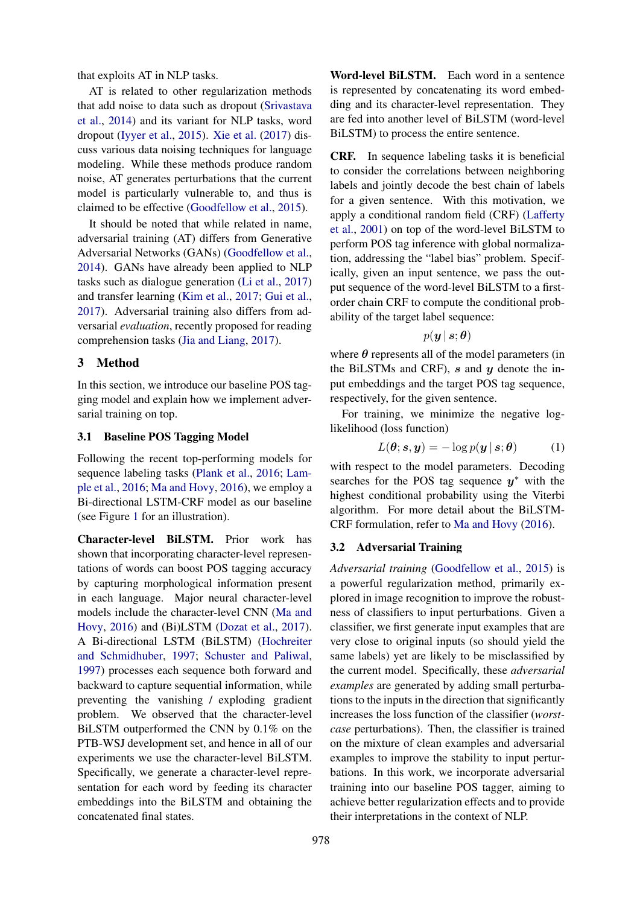that exploits AT in NLP tasks.

AT is related to other regularization methods that add noise to data such as dropout (Srivastava et al., 2014) and its variant for NLP tasks, word dropout (Iyyer et al., 2015). Xie et al. (2017) discuss various data noising techniques for language modeling. While these methods produce random noise, AT generates perturbations that the current model is particularly vulnerable to, and thus is claimed to be effective (Goodfellow et al., 2015).

It should be noted that while related in name, adversarial training (AT) differs from Generative Adversarial Networks (GANs) (Goodfellow et al., 2014). GANs have already been applied to NLP tasks such as dialogue generation (Li et al., 2017) and transfer learning (Kim et al., 2017; Gui et al., 2017). Adversarial training also differs from adversarial *evaluation*, recently proposed for reading comprehension tasks (Jia and Liang, 2017).

## 3 Method

In this section, we introduce our baseline POS tagging model and explain how we implement adversarial training on top.

### 3.1 Baseline POS Tagging Model

Following the recent top-performing models for sequence labeling tasks (Plank et al., 2016; Lample et al., 2016; Ma and Hovy, 2016), we employ a Bi-directional LSTM-CRF model as our baseline (see Figure 1 for an illustration).

**Character-level BiLSTM.** Prior work has shown that incorporating character-level representations of words can boost POS tagging accuracy by capturing morphological information present in each language. Major neural character-level models include the character-level CNN (Ma and Hovy, 2016) and (Bi)LSTM (Dozat et al., 2017). A Bi-directional LSTM (BiLSTM) (Hochreiter and Schmidhuber, 1997; Schuster and Paliwal, 1997) processes each sequence both forward and backward to capture sequential information, while preventing the vanishing / exploding gradient problem. We observed that the character-level BiLSTM outperformed the CNN by 0.1% on the PTB-WSJ development set, and hence in all of our experiments we use the character-level BiLSTM. Specifically, we generate a character-level representation for each word by feeding its character embeddings into the BiLSTM and obtaining the concatenated final states.

**Word-level BiLSTM.** Each word in a sentence is represented by concatenating its word embedding and its character-level representation. They are fed into another level of BiLSTM (word-level BiLSTM) to process the entire sentence.

**CRF.** In sequence labeling tasks it is beneficial to consider the correlations between neighboring labels and jointly decode the best chain of labels for a given sentence. With this motivation, we apply a conditional random field (CRF) (Lafferty et al., 2001) on top of the word-level BiLSTM to perform POS tag inference with global normalization, addressing the "label bias" problem. Specifically, given an input sentence, we pass the output sequence of the word-level BiLSTM to a first-order chain CRF to compute the conditional probability of the target label sequence:

$$p(\boldsymbol{y} \mid \boldsymbol{s}; \boldsymbol{\theta})$$

where $\boldsymbol{\theta}$ represents all of the model parameters (in the BiLSTMs and CRF), $\boldsymbol{s}$ and $\boldsymbol{y}$ denote the input embeddings and the target POS tag sequence, respectively, for the given sentence.

For training, we minimize the negative log-likelihood (loss function)

$$L(\boldsymbol{\theta}; \boldsymbol{s}, \boldsymbol{y}) = -\log p(\boldsymbol{y} \mid \boldsymbol{s}; \boldsymbol{\theta}) \tag{1}$$

with respect to the model parameters. Decoding searches for the POS tag sequence $\boldsymbol{y}^*$ with the highest conditional probability using the Viterbi algorithm. For more detail about the BiLSTM-CRF formulation, refer to Ma and Hovy (2016).

### 3.2 Adversarial Training

*Adversarial training* (Goodfellow et al., 2015) is a powerful regularization method, primarily explored in image recognition to improve the robustness of classifiers to input perturbations. Given a classifier, we first generate input examples that are very close to original inputs (so should yield the same labels) yet are likely to be misclassified by the current model. Specifically, these *adversarial examples* are generated by adding small perturbations to the inputs in the direction that significantly increases the loss function of the classifier (*worst-case* perturbations). Then, the classifier is trained on the mixture of clean examples and adversarial examples to improve the stability to input perturbations. In this work, we incorporate adversarial training into our baseline POS tagger, aiming to achieve better regularization effects and to provide their interpretations in the context of NLP.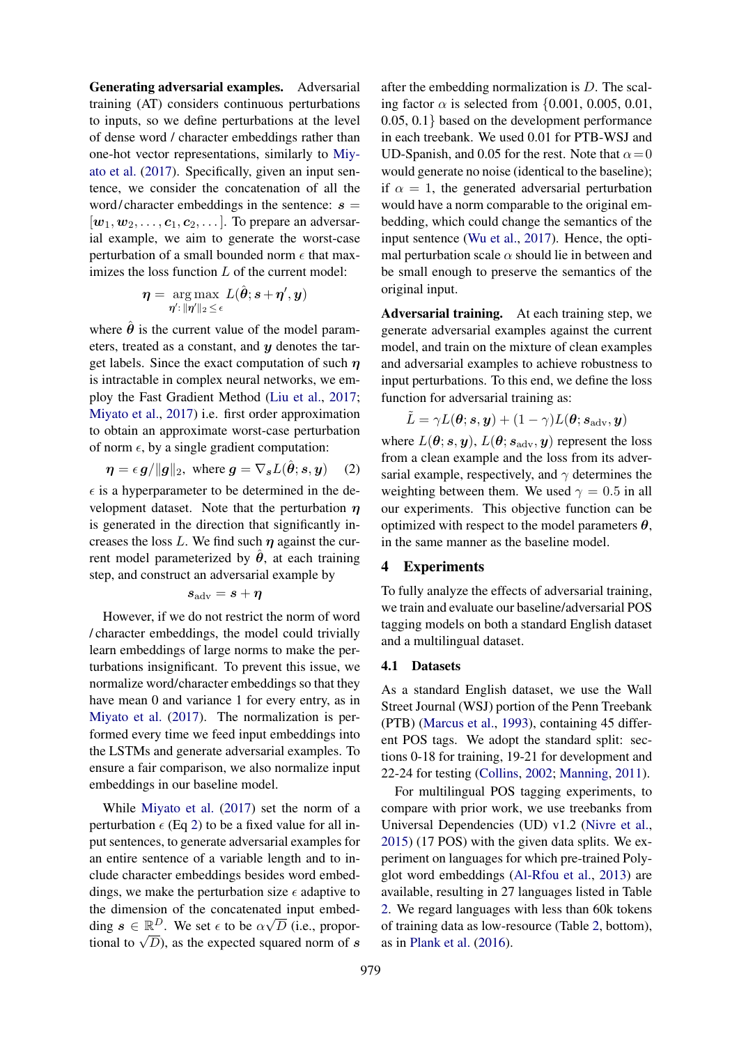**Generating adversarial examples.** Adversarial training (AT) considers continuous perturbations to inputs, so we define perturbations at the level of dense word / character embeddings rather than one-hot vector representations, similarly to Miyato et al. (2017). Specifically, given an input sentence, we consider the concatenation of all the word / character embeddings in the sentence: $\boldsymbol{s} = [\boldsymbol{w}_1, \boldsymbol{w}_2, \ldots, \boldsymbol{c}_1, \boldsymbol{c}_2, \ldots]$. To prepare an adversarial example, we aim to generate the worst-case perturbation of a small bounded norm $\epsilon$ that maximizes the loss function $L$ of the current model:

$$\boldsymbol{\eta} = \underset{\boldsymbol{\eta}': \|\boldsymbol{\eta}'\|_2 \leq \epsilon}{\arg\max} \; L(\hat{\boldsymbol{\theta}}; \boldsymbol{s} + \boldsymbol{\eta}', \boldsymbol{y})$$

where $\hat{\boldsymbol{\theta}}$ is the current value of the model parameters, treated as a constant, and $\boldsymbol{y}$ denotes the target labels. Since the exact computation of such $\boldsymbol{\eta}$ is intractable in complex neural networks, we employ the Fast Gradient Method (Liu et al., 2017; Miyato et al., 2017) i.e. first order approximation to obtain an approximate worst-case perturbation of norm $\epsilon$, by a single gradient computation:

$$\boldsymbol{\eta} = \epsilon \boldsymbol{g} / \|\boldsymbol{g}\|_2, \text{ where } \boldsymbol{g} = \nabla_{\boldsymbol{s}} L(\hat{\boldsymbol{\theta}}; \boldsymbol{s}, \boldsymbol{y}) \quad (2)$$

$\epsilon$ is a hyperparameter to be determined in the development dataset. Note that the perturbation $\boldsymbol{\eta}$ is generated in the direction that significantly increases the loss $L$. We find such $\boldsymbol{\eta}$ against the current model parameterized by $\hat{\boldsymbol{\theta}}$, at each training step, and construct an adversarial example by

$$\boldsymbol{s}_{\text{adv}} = \boldsymbol{s} + \boldsymbol{\eta}$$

However, if we do not restrict the norm of word / character embeddings, the model could trivially learn embeddings of large norms to make the perturbations insignificant. To prevent this issue, we normalize word/character embeddings so that they have mean 0 and variance 1 for every entry, as in Miyato et al. (2017). The normalization is performed every time we feed input embeddings into the LSTMs and generate adversarial examples. To ensure a fair comparison, we also normalize input embeddings in our baseline model.

While Miyato et al. (2017) set the norm of a perturbation $\epsilon$ (Eq 2) to be a fixed value for all input sentences, to generate adversarial examples for an entire sentence of a variable length and to include character embeddings besides word embeddings, we make the perturbation size $\epsilon$ adaptive to the dimension of the concatenated input embedding $\boldsymbol{s} \in \mathbb{R}^D$. We set $\epsilon$ to be $\alpha\sqrt{D}$ (i.e., proportional to $\sqrt{D}$), as the expected squared norm of $\boldsymbol{s}$ after the embedding normalization is $D$. The scaling factor $\alpha$ is selected from {0.001, 0.005, 0.01, 0.05, 0.1} based on the development performance in each treebank. We used 0.01 for PTB-WSJ and UD-Spanish, and 0.05 for the rest. Note that $\alpha = 0$ would generate no noise (identical to the baseline); if $\alpha = 1$, the generated adversarial perturbation would have a norm comparable to the original embedding, which could change the semantics of the input sentence (Wu et al., 2017). Hence, the optimal perturbation scale $\alpha$ should lie in between and be small enough to preserve the semantics of the original input.

**Adversarial training.** At each training step, we generate adversarial examples against the current model, and train on the mixture of clean examples and adversarial examples to achieve robustness to input perturbations. To this end, we define the loss function for adversarial training as:

$$\tilde{L} = \gamma L(\boldsymbol{\theta}; \boldsymbol{s}, \boldsymbol{y}) + (1 - \gamma) L(\boldsymbol{\theta}; \boldsymbol{s}_{\text{adv}}, \boldsymbol{y})$$

where $L(\boldsymbol{\theta}; \boldsymbol{s}, \boldsymbol{y})$, $L(\boldsymbol{\theta}; \boldsymbol{s}_{\text{adv}}, \boldsymbol{y})$ represent the loss from a clean example and the loss from its adversarial example, respectively, and $\gamma$ determines the weighting between them. We used $\gamma = 0.5$ in all our experiments. This objective function can be optimized with respect to the model parameters $\boldsymbol{\theta}$, in the same manner as the baseline model.

## 4 Experiments

To fully analyze the effects of adversarial training, we train and evaluate our baseline/adversarial POS tagging models on both a standard English dataset and a multilingual dataset.

### 4.1 Datasets

As a standard English dataset, we use the Wall Street Journal (WSJ) portion of the Penn Treebank (PTB) (Marcus et al., 1993), containing 45 different POS tags. We adopt the standard split: sections 0-18 for training, 19-21 for development and 22-24 for testing (Collins, 2002; Manning, 2011).

For multilingual POS tagging experiments, to compare with prior work, we use treebanks from Universal Dependencies (UD) v1.2 (Nivre et al., 2015) (17 POS) with the given data splits. We experiment on languages for which pre-trained Polyglot word embeddings (Al-Rfou et al., 2013) are available, resulting in 27 languages listed in Table 2. We regard languages with less than 60k tokens of training data as low-resource (Table 2, bottom), as in Plank et al. (2016).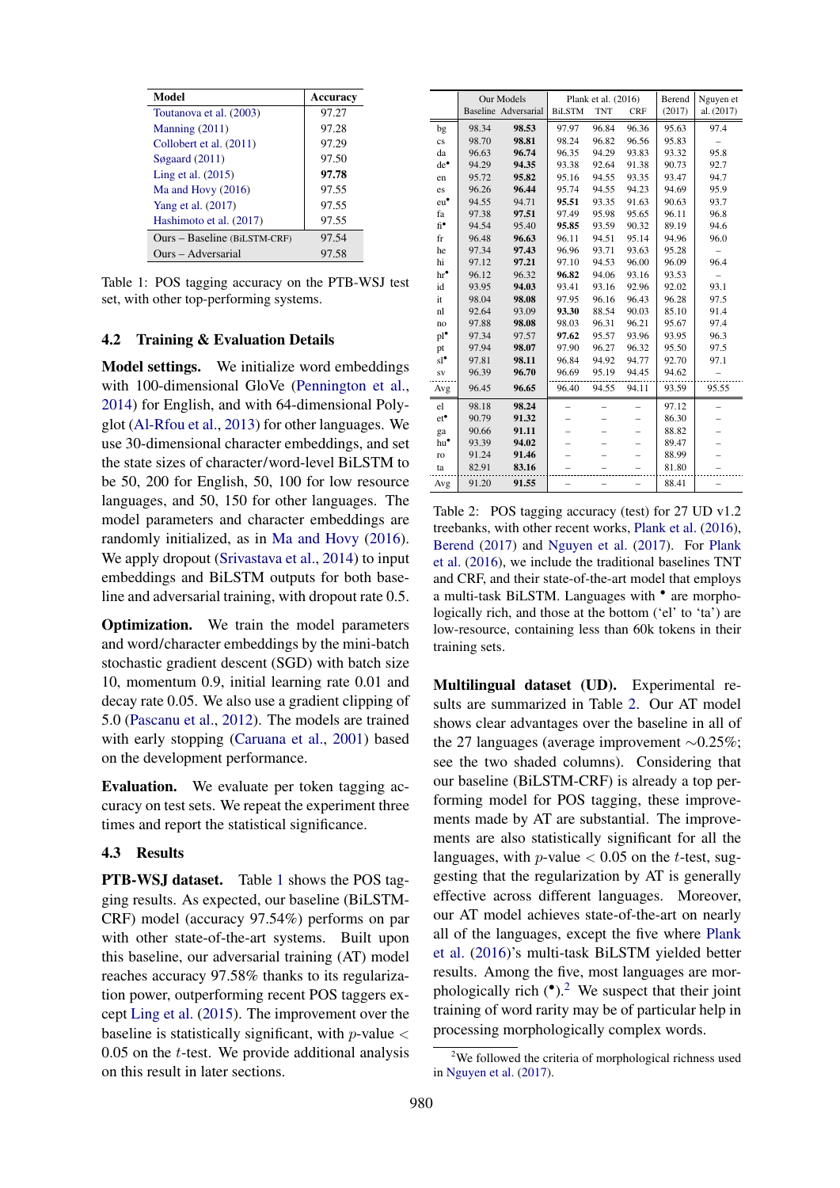| Model | Accuracy |
|---|---|
| Toutanova et al. (2003) | 97.27 |
| Manning (2011) | 97.28 |
| Collobert et al. (2011) | 97.29 |
| Søgaard (2011) | 97.50 |
| Ling et al. (2015) | **97.78** |
| Ma and Hovy (2016) | 97.55 |
| Yang et al. (2017) | 97.55 |
| Hashimoto et al. (2017) | 97.55 |
| Ours – Baseline (BiLSTM-CRF) | 97.54 |
| Ours – Adversarial | 97.58 |

Table 1: POS tagging accuracy on the PTB-WSJ test set, with other top-performing systems.

## 4.2 Training & Evaluation Details

**Model settings.** We initialize word embeddings with 100-dimensional GloVe (Pennington et al., 2014) for English, and with 64-dimensional Polyglot (Al-Rfou et al., 2013) for other languages. We use 30-dimensional character embeddings, and set the state sizes of character/word-level BiLSTM to be 50, 200 for English, 50, 100 for low resource languages, and 50, 150 for other languages. The model parameters and character embeddings are randomly initialized, as in Ma and Hovy (2016). We apply dropout (Srivastava et al., 2014) to input embeddings and BiLSTM outputs for both baseline and adversarial training, with dropout rate 0.5.

**Optimization.** We train the model parameters and word/character embeddings by the mini-batch stochastic gradient descent (SGD) with batch size 10, momentum 0.9, initial learning rate 0.01 and decay rate 0.05. We also use a gradient clipping of 5.0 (Pascanu et al., 2012). The models are trained with early stopping (Caruana et al., 2001) based on the development performance.

**Evaluation.** We evaluate per token tagging accuracy on test sets. We repeat the experiment three times and report the statistical significance.

## 4.3 Results

**PTB-WSJ dataset.** Table 1 shows the POS tagging results. As expected, our baseline (BiLSTM-CRF) model (accuracy 97.54%) performs on par with other state-of-the-art systems. Built upon this baseline, our adversarial training (AT) model reaches accuracy 97.58% thanks to its regularization power, outperforming recent POS taggers except Ling et al. (2015). The improvement over the baseline is statistically significant, with $p$-value $<$ 0.05 on the $t$-test. We provide additional analysis on this result in later sections.

| | Our Models | | Plank et al. (2016) | | | Berend (2017) | Nguyen et al. (2017) |
|---|---|---|---|---|---|---|---|
| | Baseline | Adversarial | BiLSTM | TNT | CRF | | |
| bg | 98.34 | **98.53** | 97.97 | 96.84 | 96.36 | 95.63 | 97.4 |
| cs | 98.70 | **98.81** | 98.24 | 96.82 | 96.56 | 95.83 | – |
| da | 96.63 | **96.74** | 96.35 | 94.29 | 93.83 | 93.32 | 95.8 |
| de• | 94.29 | **94.35** | 93.38 | 92.64 | 91.38 | 90.73 | 92.7 |
| en | 95.72 | **95.82** | 95.16 | 94.55 | 93.35 | 93.47 | 94.7 |
| es | 96.26 | **96.44** | 95.74 | 94.55 | 94.23 | 94.69 | 95.9 |
| eu• | 94.55 | 94.71 | **95.51** | 93.35 | 91.63 | 90.63 | 93.7 |
| fa | 97.38 | **97.51** | 97.49 | 95.98 | 95.65 | 96.11 | 96.8 |
| fi• | 94.54 | 95.40 | **95.85** | 93.59 | 90.32 | 89.19 | 94.6 |
| fr | 96.48 | **96.63** | 96.11 | 94.51 | 95.14 | 94.96 | 96.0 |
| he | 97.34 | **97.43** | 96.96 | 93.71 | 93.63 | 95.28 | – |
| hi | 97.12 | **97.21** | 97.10 | 94.53 | 96.00 | 96.09 | 96.4 |
| hr• | 96.12 | 96.32 | **96.82** | 94.06 | 93.16 | 93.53 | – |
| id | 93.95 | **94.03** | 93.41 | 93.16 | 92.96 | 92.02 | 93.1 |
| it | 98.04 | **98.08** | 97.95 | 96.16 | 96.43 | 96.28 | 97.5 |
| nl | 92.64 | 93.09 | **93.30** | 88.54 | 90.03 | 85.10 | 91.4 |
| no | 97.88 | **98.08** | 98.03 | 96.31 | 96.21 | 95.67 | 97.4 |
| pl• | 97.34 | 97.57 | **97.62** | 95.57 | 93.96 | 93.95 | 96.3 |
| pt | 97.94 | **98.07** | 97.90 | 96.27 | 96.32 | 95.50 | 97.5 |
| sl• | 97.81 | **98.11** | 96.84 | 94.92 | 94.77 | 92.70 | 97.1 |
| sv | 96.39 | **96.70** | 96.69 | 95.19 | 94.45 | 94.62 | – |
| Avg | 96.45 | **96.65** | 96.40 | 94.55 | 94.11 | 93.59 | 95.55 |
| el | 98.18 | **98.24** | – | – | – | 97.12 | – |
| et• | 90.79 | **91.32** | – | – | – | 86.30 | – |
| ga | 90.66 | **91.11** | – | – | – | 88.82 | – |
| hu• | 93.39 | **94.02** | – | – | – | 89.47 | – |
| ro | 91.24 | **91.46** | – | – | – | 88.99 | – |
| ta | 82.91 | **83.16** | – | – | – | 81.80 | – |
| Avg | 91.20 | **91.55** | – | – | – | 88.41 | – |

Table 2: POS tagging accuracy (test) for 27 UD v1.2 treebanks, with other recent works, Plank et al. (2016), Berend (2017) and Nguyen et al. (2017). For Plank et al. (2016), we include the traditional baselines TNT and CRF, and their state-of-the-art model that employs a multi-task BiLSTM. Languages with • are morphologically rich, and those at the bottom ('el' to 'ta') are low-resource, containing less than 60k tokens in their training sets.

**Multilingual dataset (UD).** Experimental results are summarized in Table 2. Our AT model shows clear advantages over the baseline in all of the 27 languages (average improvement ~0.25%; see the two shaded columns). Considering that our baseline (BiLSTM-CRF) is already a top performing model for POS tagging, these improvements made by AT are substantial. The improvements are also statistically significant for all the languages, with $p$-value $<$ 0.05 on the $t$-test, suggesting that the regularization by AT is generally effective across different languages. Moreover, our AT model achieves state-of-the-art on nearly all of the languages, except the five where Plank et al. (2016)'s multi-task BiLSTM yielded better results. Among the five, most languages are morphologically rich (•).[2] We suspect that their joint training of word rarity may be of particular help in processing morphologically complex words.

[2] We followed the criteria of morphological richness used in Nguyen et al. (2017).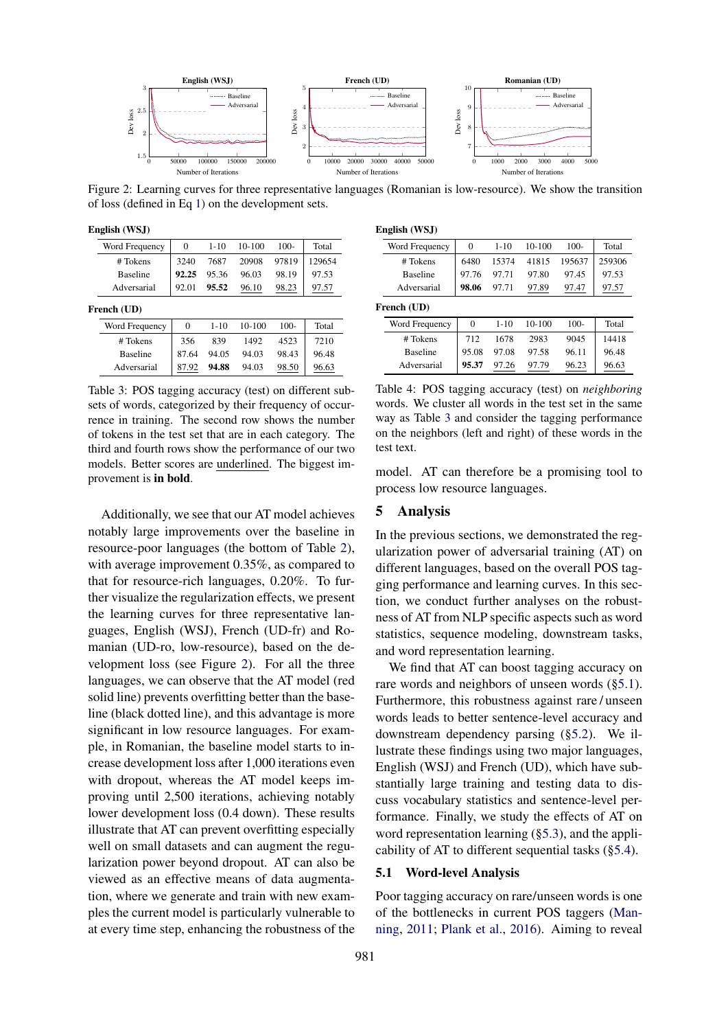Figure 2: Learning curves for three representative languages (Romanian is low-resource). We show the transition of loss (defined in Eq 1) on the development sets.

**English (WSJ)**

| Word Frequency | 0 | 1-10 | 10-100 | 100- | Total |
|---|---|---|---|---|---|
| # Tokens | 3240 | 7687 | 20908 | 97819 | 129654 |
| Baseline | **92.25** | 95.36 | 96.03 | 98.19 | 97.53 |
| Adversarial | 92.01 | **95.52** | 96.10 | 98.23 | 97.57 |

**French (UD)**

| Word Frequency | 0 | 1-10 | 10-100 | 100- | Total |
|---|---|---|---|---|---|
| # Tokens | 356 | 839 | 1492 | 4523 | 7210 |
| Baseline | 87.64 | 94.05 | 94.03 | 98.43 | 96.48 |
| Adversarial | 87.92 | **94.88** | 94.03 | 98.50 | 96.63 |

Table 3: POS tagging accuracy (test) on different subsets of words, categorized by their frequency of occurrence in training. The second row shows the number of tokens in the test set that are in each category. The third and fourth rows show the performance of our two models. Better scores are underlined. The biggest improvement is **in bold**.

Additionally, we see that our AT model achieves notably large improvements over the baseline in resource-poor languages (the bottom of Table 2), with average improvement 0.35%, as compared to that for resource-rich languages, 0.20%. To further visualize the regularization effects, we present the learning curves for three representative languages, English (WSJ), French (UD-fr) and Romanian (UD-ro, low-resource), based on the development loss (see Figure 2). For all the three languages, we can observe that the AT model (red solid line) prevents overfitting better than the baseline (black dotted line), and this advantage is more significant in low resource languages. For example, in Romanian, the baseline model starts to increase development loss after 1,000 iterations even with dropout, whereas the AT model keeps improving until 2,500 iterations, achieving notably lower development loss (0.4 down). These results illustrate that AT can prevent overfitting especially well on small datasets and can augment the regularization power beyond dropout. AT can also be viewed as an effective means of data augmentation, where we generate and train with new examples the current model is particularly vulnerable to at every time step, enhancing the robustness of the model. AT can therefore be a promising tool to process low resource languages.

**English (WSJ)**

| Word Frequency | 0 | 1-10 | 10-100 | 100- | Total |
|---|---|---|---|---|---|
| # Tokens | 6480 | 15374 | 41815 | 195637 | 259306 |
| Baseline | 97.76 | 97.71 | 97.80 | 97.45 | 97.53 |
| Adversarial | **98.06** | 97.71 | 97.89 | 97.47 | 97.57 |

**French (UD)**

| Word Frequency | 0 | 1-10 | 10-100 | 100- | Total |
|---|---|---|---|---|---|
| # Tokens | 712 | 1678 | 2983 | 9045 | 14418 |
| Baseline | 95.08 | 97.08 | 97.58 | 96.11 | 96.48 |
| Adversarial | **95.37** | 97.26 | 97.79 | 96.23 | 96.63 |

Table 4: POS tagging accuracy (test) on *neighboring* words. We cluster all words in the test set in the same way as Table 3 and consider the tagging performance on the neighbors (left and right) of these words in the test text.

## 5 Analysis

In the previous sections, we demonstrated the regularization power of adversarial training (AT) on different languages, based on the overall POS tagging performance and learning curves. In this section, we conduct further analyses on the robustness of AT from NLP specific aspects such as word statistics, sequence modeling, downstream tasks, and word representation learning.

We find that AT can boost tagging accuracy on rare words and neighbors of unseen words (§5.1). Furthermore, this robustness against rare / unseen words leads to better sentence-level accuracy and downstream dependency parsing (§5.2). We illustrate these findings using two major languages, English (WSJ) and French (UD), which have substantially large training and testing data to discuss vocabulary statistics and sentence-level performance. Finally, we study the effects of AT on word representation learning (§5.3), and the applicability of AT to different sequential tasks (§5.4).

### 5.1 Word-level Analysis

Poor tagging accuracy on rare/unseen words is one of the bottlenecks in current POS taggers (Manning, 2011; Plank et al., 2016). Aiming to reveal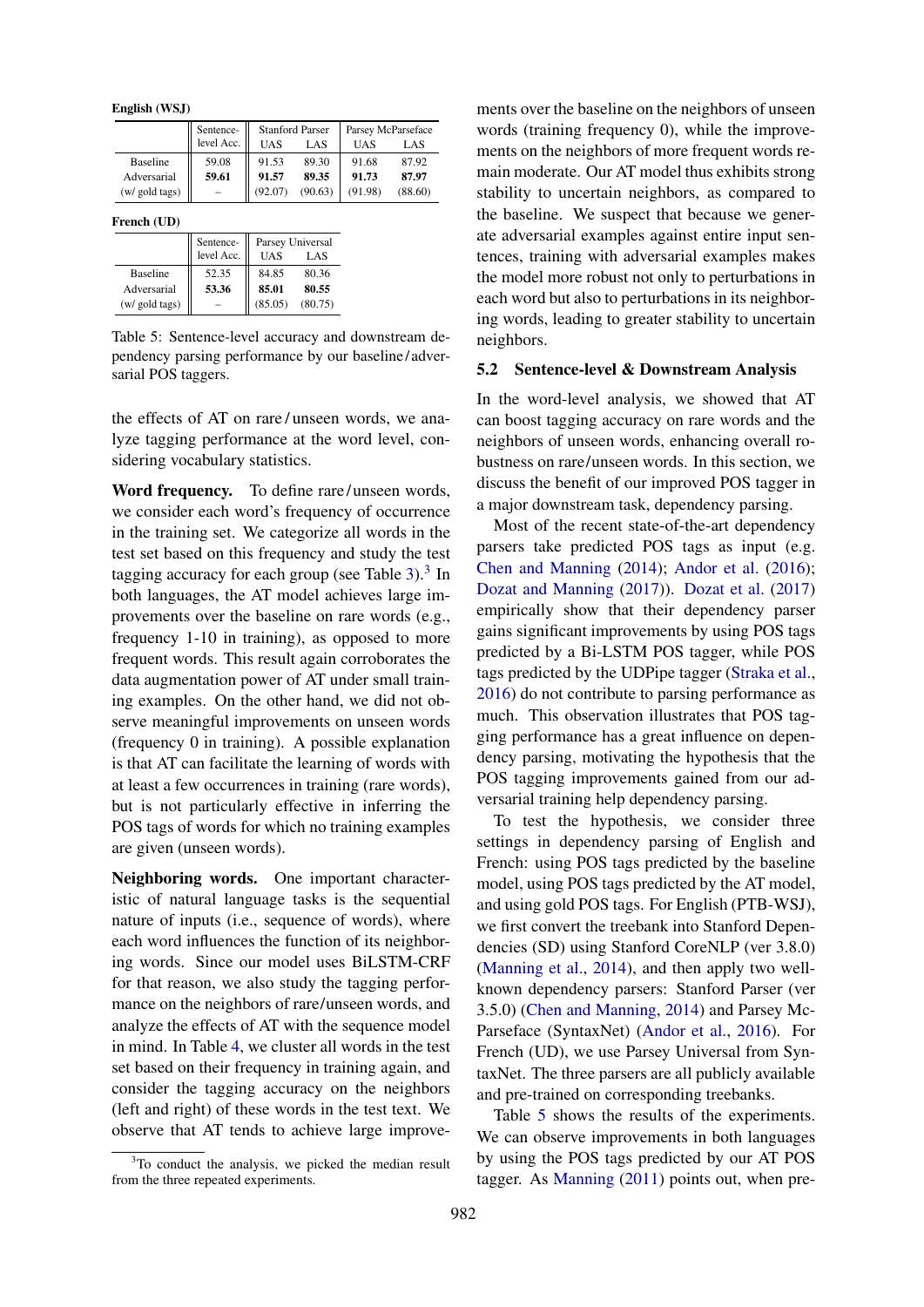**English (WSJ)**

| | Sentence-level Acc. | Stanford Parser | | Parsey McParseface | |
|---|---|---|---|---|---|
| | | UAS | LAS | UAS | LAS |
| Baseline | 59.08 | 91.53 | 89.30 | 91.68 | 87.92 |
| Adversarial | **59.61** | **91.57** | **89.35** | **91.73** | **87.97** |
| (w/ gold tags) | – | (92.07) | (90.63) | (91.98) | (88.60) |

**French (UD)**

| | Sentence-level Acc. | Parsey Universal | |
|---|---|---|---|
| | | UAS | LAS |
| Baseline | 52.35 | 84.85 | 80.36 |
| Adversarial | **53.36** | **85.01** | **80.55** |
| (w/ gold tags) | – | (85.05) | (80.75) |

Table 5: Sentence-level accuracy and downstream dependency parsing performance by our baseline/adversarial POS taggers.

the effects of AT on rare/unseen words, we analyze tagging performance at the word level, considering vocabulary statistics.

**Word frequency.** To define rare/unseen words, we consider each word's frequency of occurrence in the training set. We categorize all words in the test set based on this frequency and study the test tagging accuracy for each group (see Table 3).[3] In both languages, the AT model achieves large improvements over the baseline on rare words (e.g., frequency 1-10 in training), as opposed to more frequent words. This result again corroborates the data augmentation power of AT under small training examples. On the other hand, we did not observe meaningful improvements on unseen words (frequency 0 in training). A possible explanation is that AT can facilitate the learning of words with at least a few occurrences in training (rare words), but is not particularly effective in inferring the POS tags of words for which no training examples are given (unseen words).

**Neighboring words.** One important characteristic of natural language tasks is the sequential nature of inputs (i.e., sequence of words), where each word influences the function of its neighboring words. Since our model uses BiLSTM-CRF for that reason, we also study the tagging performance on the neighbors of rare/unseen words, and analyze the effects of AT with the sequence model in mind. In Table 4, we cluster all words in the test set based on their frequency in training again, and consider the tagging accuracy on the neighbors (left and right) of these words in the test text. We observe that AT tends to achieve large improvements over the baseline on the neighbors of unseen words (training frequency 0), while the improvements on the neighbors of more frequent words remain moderate. Our AT model thus exhibits strong stability to uncertain neighbors, as compared to the baseline. We suspect that because we generate adversarial examples against entire input sentences, training with adversarial examples makes the model more robust not only to perturbations in each word but also to perturbations in its neighboring words, leading to greater stability to uncertain neighbors.

[3]To conduct the analysis, we picked the median result from the three repeated experiments.

### 5.2 Sentence-level & Downstream Analysis

In the word-level analysis, we showed that AT can boost tagging accuracy on rare words and the neighbors of unseen words, enhancing overall robustness on rare/unseen words. In this section, we discuss the benefit of our improved POS tagger in a major downstream task, dependency parsing.

Most of the recent state-of-the-art dependency parsers take predicted POS tags as input (e.g. Chen and Manning (2014); Andor et al. (2016); Dozat and Manning (2017)). Dozat et al. (2017) empirically show that their dependency parser gains significant improvements by using POS tags predicted by a Bi-LSTM POS tagger, while POS tags predicted by the UDPipe tagger (Straka et al., 2016) do not contribute to parsing performance as much. This observation illustrates that POS tagging performance has a great influence on dependency parsing, motivating the hypothesis that the POS tagging improvements gained from our adversarial training help dependency parsing.

To test the hypothesis, we consider three settings in dependency parsing of English and French: using POS tags predicted by the baseline model, using POS tags predicted by the AT model, and using gold POS tags. For English (PTB-WSJ), we first convert the treebank into Stanford Dependencies (SD) using Stanford CoreNLP (ver 3.8.0) (Manning et al., 2014), and then apply two well-known dependency parsers: Stanford Parser (ver 3.5.0) (Chen and Manning, 2014) and Parsey McParseface (SyntaxNet) (Andor et al., 2016). For French (UD), we use Parsey Universal from SyntaxNet. The three parsers are all publicly available and pre-trained on corresponding treebanks.

Table 5 shows the results of the experiments. We can observe improvements in both languages by using the POS tags predicted by our AT POS tagger. As Manning (2011) points out, when pre-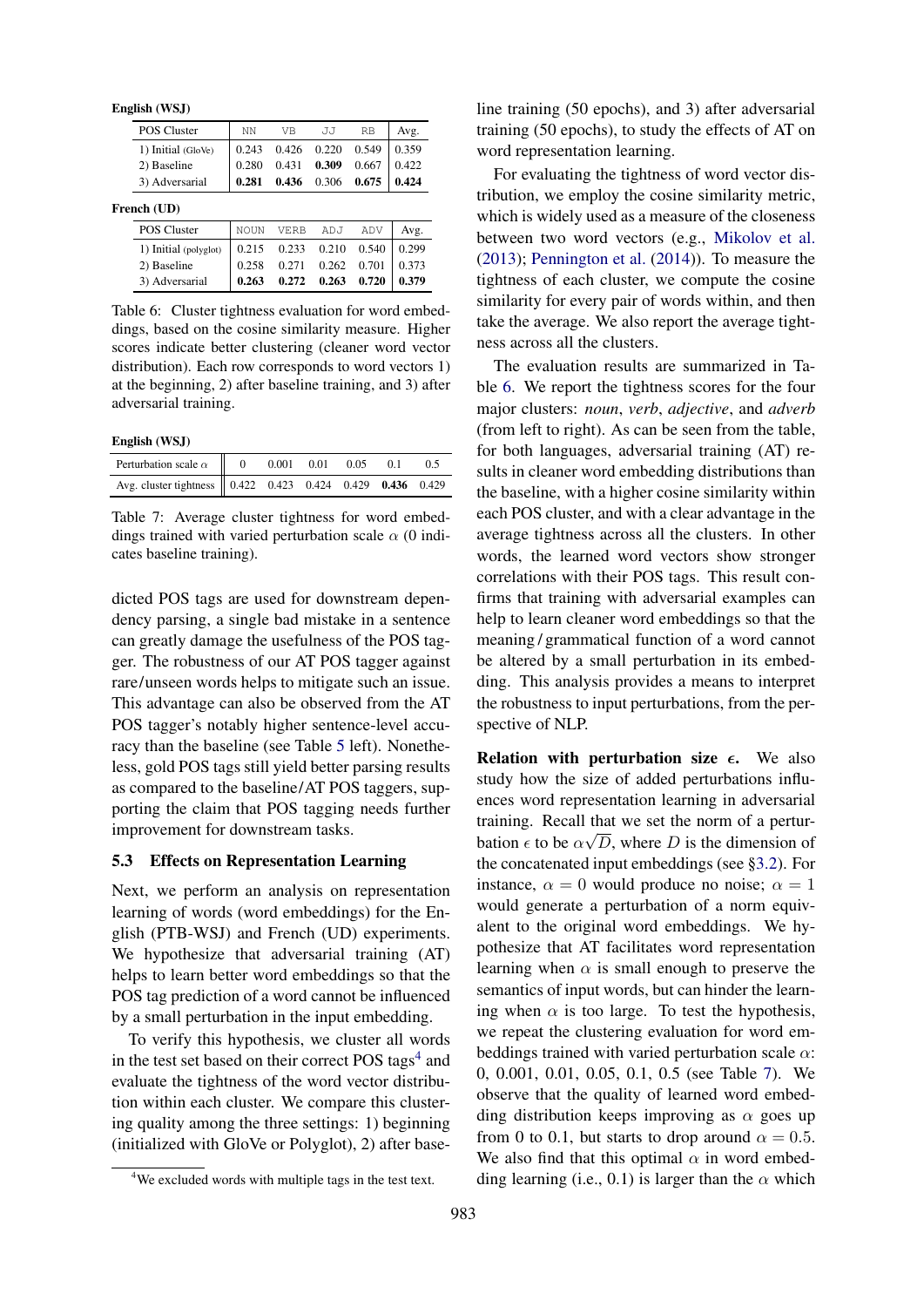**English (WSJ)**

| POS Cluster | NN | VB | JJ | RB | Avg. |
|---|---|---|---|---|---|
| 1) Initial (GloVe) | 0.243 | 0.426 | 0.220 | 0.549 | 0.359 |
| 2) Baseline | 0.280 | 0.431 | **0.309** | 0.667 | 0.422 |
| 3) Adversarial | **0.281** | **0.436** | 0.306 | **0.675** | **0.424** |

**French (UD)**

| POS Cluster | NOUN | VERB | ADJ | ADV | Avg. |
|---|---|---|---|---|---|
| 1) Initial (polyglot) | 0.215 | 0.233 | 0.210 | 0.540 | 0.299 |
| 2) Baseline | 0.258 | 0.271 | 0.262 | 0.701 | 0.373 |
| 3) Adversarial | **0.263** | **0.272** | **0.263** | **0.720** | **0.379** |

Table 6: Cluster tightness evaluation for word embeddings, based on the cosine similarity measure. Higher scores indicate better clustering (cleaner word vector distribution). Each row corresponds to word vectors 1) at the beginning, 2) after baseline training, and 3) after adversarial training.

**English (WSJ)**

| Perturbation scale $\alpha$ | 0 | 0.001 | 0.01 | 0.05 | 0.1 | 0.5 |
|---|---|---|---|---|---|---|
| Avg. cluster tightness | 0.422 | 0.423 | 0.424 | 0.429 | **0.436** | 0.429 |

Table 7: Average cluster tightness for word embeddings trained with varied perturbation scale $\alpha$ (0 indicates baseline training).

dicted POS tags are used for downstream dependency parsing, a single bad mistake in a sentence can greatly damage the usefulness of the POS tagger. The robustness of our AT POS tagger against rare/unseen words helps to mitigate such an issue. This advantage can also be observed from the AT POS tagger's notably higher sentence-level accuracy than the baseline (see Table 5 left). Nonetheless, gold POS tags still yield better parsing results as compared to the baseline/AT POS taggers, supporting the claim that POS tagging needs further improvement for downstream tasks.

### 5.3 Effects on Representation Learning

Next, we perform an analysis on representation learning of words (word embeddings) for the English (PTB-WSJ) and French (UD) experiments. We hypothesize that adversarial training (AT) helps to learn better word embeddings so that the POS tag prediction of a word cannot be influenced by a small perturbation in the input embedding.

To verify this hypothesis, we cluster all words in the test set based on their correct POS tags[4] and evaluate the tightness of the word vector distribution within each cluster. We compare this clustering quality among the three settings: 1) beginning (initialized with GloVe or Polyglot), 2) after baseline training (50 epochs), and 3) after adversarial training (50 epochs), to study the effects of AT on word representation learning.

[4] We excluded words with multiple tags in the test text.

For evaluating the tightness of word vector distribution, we employ the cosine similarity metric, which is widely used as a measure of the closeness between two word vectors (e.g., Mikolov et al. (2013); Pennington et al. (2014)). To measure the tightness of each cluster, we compute the cosine similarity for every pair of words within, and then take the average. We also report the average tightness across all the clusters.

The evaluation results are summarized in Table 6. We report the tightness scores for the four major clusters: *noun*, *verb*, *adjective*, and *adverb* (from left to right). As can be seen from the table, for both languages, adversarial training (AT) results in cleaner word embedding distributions than the baseline, with a higher cosine similarity within each POS cluster, and with a clear advantage in the average tightness across all the clusters. In other words, the learned word vectors show stronger correlations with their POS tags. This result confirms that training with adversarial examples can help to learn cleaner word embeddings so that the meaning / grammatical function of a word cannot be altered by a small perturbation in its embedding. This analysis provides a means to interpret the robustness to input perturbations, from the perspective of NLP.

**Relation with perturbation size $\epsilon$.** We also study how the size of added perturbations influences word representation learning in adversarial training. Recall that we set the norm of a perturbation $\epsilon$ to be $\alpha\sqrt{D}$, where $D$ is the dimension of the concatenated input embeddings (see §3.2). For instance, $\alpha = 0$ would produce no noise; $\alpha = 1$ would generate a perturbation of a norm equivalent to the original word embeddings. We hypothesize that AT facilitates word representation learning when $\alpha$ is small enough to preserve the semantics of input words, but can hinder the learning when $\alpha$ is too large. To test the hypothesis, we repeat the clustering evaluation for word embeddings trained with varied perturbation scale $\alpha$: 0, 0.001, 0.01, 0.05, 0.1, 0.5 (see Table 7). We observe that the quality of learned word embedding distribution keeps improving as $\alpha$ goes up from 0 to 0.1, but starts to drop around $\alpha = 0.5$. We also find that this optimal $\alpha$ in word embedding learning (i.e., 0.1) is larger than the $\alpha$ which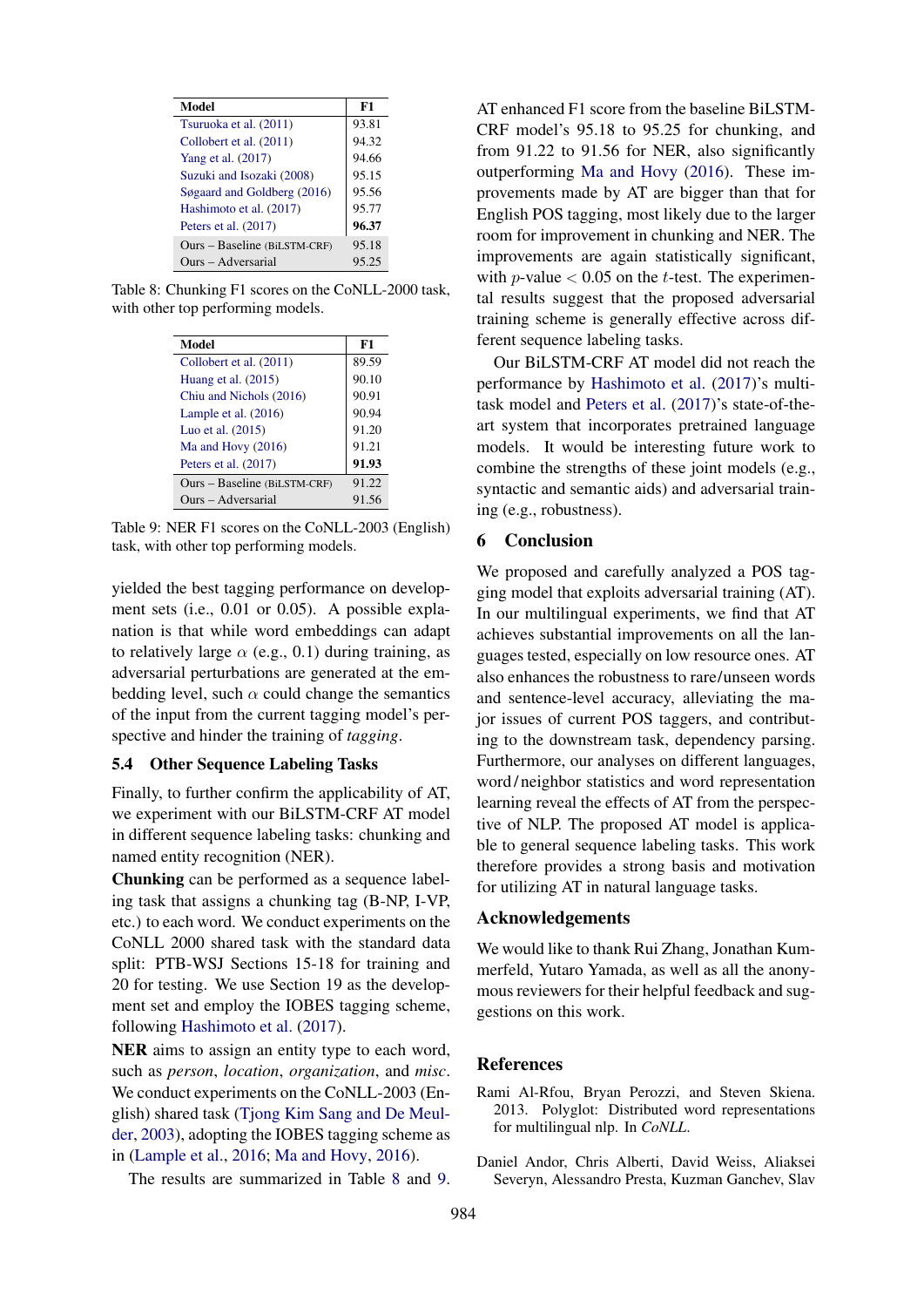| Model | F1 |
|---|---|
| Tsuruoka et al. (2011) | 93.81 |
| Collobert et al. (2011) | 94.32 |
| Yang et al. (2017) | 94.66 |
| Suzuki and Isozaki (2008) | 95.15 |
| Søgaard and Goldberg (2016) | 95.56 |
| Hashimoto et al. (2017) | 95.77 |
| Peters et al. (2017) | **96.37** |
| Ours – Baseline (BiLSTM-CRF) | 95.18 |
| Ours – Adversarial | 95.25 |

Table 8: Chunking F1 scores on the CoNLL-2000 task, with other top performing models.

| Model | F1 |
|---|---|
| Collobert et al. (2011) | 89.59 |
| Huang et al. (2015) | 90.10 |
| Chiu and Nichols (2016) | 90.91 |
| Lample et al. (2016) | 90.94 |
| Luo et al. (2015) | 91.20 |
| Ma and Hovy (2016) | 91.21 |
| Peters et al. (2017) | **91.93** |
| Ours – Baseline (BiLSTM-CRF) | 91.22 |
| Ours – Adversarial | 91.56 |

Table 9: NER F1 scores on the CoNLL-2003 (English) task, with other top performing models.

yielded the best tagging performance on development sets (i.e., 0.01 or 0.05). A possible explanation is that while word embeddings can adapt to relatively large $\alpha$ (e.g., 0.1) during training, as adversarial perturbations are generated at the embedding level, such $\alpha$ could change the semantics of the input from the current tagging model's perspective and hinder the training of *tagging*.

### 5.4 Other Sequence Labeling Tasks

Finally, to further confirm the applicability of AT, we experiment with our BiLSTM-CRF AT model in different sequence labeling tasks: chunking and named entity recognition (NER).

**Chunking** can be performed as a sequence labeling task that assigns a chunking tag (B-NP, I-VP, etc.) to each word. We conduct experiments on the CoNLL 2000 shared task with the standard data split: PTB-WSJ Sections 15-18 for training and 20 for testing. We use Section 19 as the development set and employ the IOBES tagging scheme, following Hashimoto et al. (2017).

**NER** aims to assign an entity type to each word, such as *person*, *location*, *organization*, and *misc*. We conduct experiments on the CoNLL-2003 (English) shared task (Tjong Kim Sang and De Meulder, 2003), adopting the IOBES tagging scheme as in (Lample et al., 2016; Ma and Hovy, 2016).

The results are summarized in Table 8 and 9. AT enhanced F1 score from the baseline BiLSTM-CRF model's 95.18 to 95.25 for chunking, and from 91.22 to 91.56 for NER, also significantly outperforming Ma and Hovy (2016). These improvements made by AT are bigger than that for English POS tagging, most likely due to the larger room for improvement in chunking and NER. The improvements are again statistically significant, with $p$-value $< 0.05$ on the $t$-test. The experimental results suggest that the proposed adversarial training scheme is generally effective across different sequence labeling tasks.

Our BiLSTM-CRF AT model did not reach the performance by Hashimoto et al. (2017)'s multi-task model and Peters et al. (2017)'s state-of-the-art system that incorporates pretrained language models. It would be interesting future work to combine the strengths of these joint models (e.g., syntactic and semantic aids) and adversarial training (e.g., robustness).

## 6 Conclusion

We proposed and carefully analyzed a POS tagging model that exploits adversarial training (AT). In our multilingual experiments, we find that AT achieves substantial improvements on all the languages tested, especially on low resource ones. AT also enhances the robustness to rare/unseen words and sentence-level accuracy, alleviating the major issues of current POS taggers, and contributing to the downstream task, dependency parsing. Furthermore, our analyses on different languages, word/neighbor statistics and word representation learning reveal the effects of AT from the perspective of NLP. The proposed AT model is applicable to general sequence labeling tasks. This work therefore provides a strong basis and motivation for utilizing AT in natural language tasks.

## Acknowledgements

We would like to thank Rui Zhang, Jonathan Kummerfeld, Yutaro Yamada, as well as all the anonymous reviewers for their helpful feedback and suggestions on this work.

## References

Rami Al-Rfou, Bryan Perozzi, and Steven Skiena. 2013. Polyglot: Distributed word representations for multilingual nlp. In *CoNLL*.

Daniel Andor, Chris Alberti, David Weiss, Aliaksei Severyn, Alessandro Presta, Kuzman Ganchev, Slav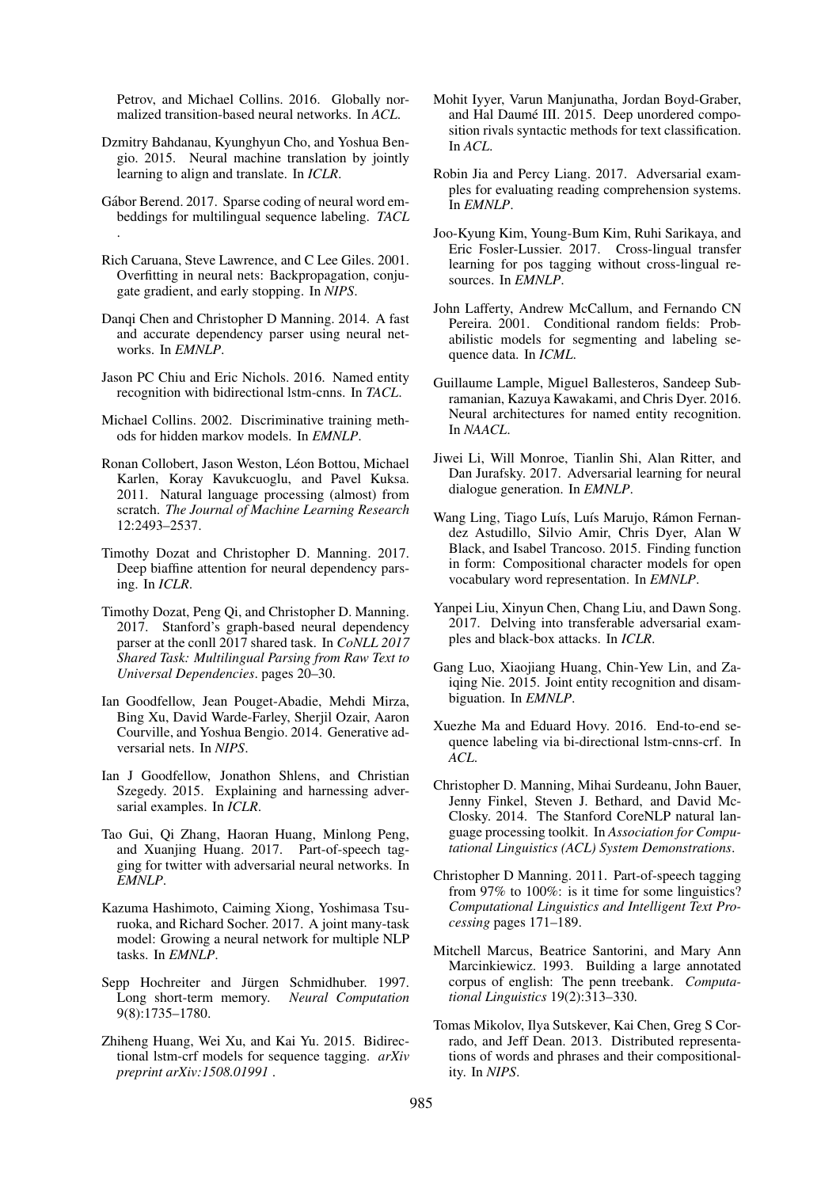Petrov, and Michael Collins. 2016. Globally normalized transition-based neural networks. In *ACL*.

Dzmitry Bahdanau, Kyunghyun Cho, and Yoshua Bengio. 2015. Neural machine translation by jointly learning to align and translate. In *ICLR*.

Gábor Berend. 2017. Sparse coding of neural word embeddings for multilingual sequence labeling. *TACL* .

Rich Caruana, Steve Lawrence, and C Lee Giles. 2001. Overfitting in neural nets: Backpropagation, conjugate gradient, and early stopping. In *NIPS*.

Danqi Chen and Christopher D Manning. 2014. A fast and accurate dependency parser using neural networks. In *EMNLP*.

Jason PC Chiu and Eric Nichols. 2016. Named entity recognition with bidirectional lstm-cnns. In *TACL*.

Michael Collins. 2002. Discriminative training methods for hidden markov models. In *EMNLP*.

Ronan Collobert, Jason Weston, Léon Bottou, Michael Karlen, Koray Kavukcuoglu, and Pavel Kuksa. 2011. Natural language processing (almost) from scratch. *The Journal of Machine Learning Research* 12:2493–2537.

Timothy Dozat and Christopher D. Manning. 2017. Deep biaffine attention for neural dependency parsing. In *ICLR*.

Timothy Dozat, Peng Qi, and Christopher D. Manning. 2017. Stanford's graph-based neural dependency parser at the conll 2017 shared task. In *CoNLL 2017 Shared Task: Multilingual Parsing from Raw Text to Universal Dependencies*. pages 20–30.

Ian Goodfellow, Jean Pouget-Abadie, Mehdi Mirza, Bing Xu, David Warde-Farley, Sherjil Ozair, Aaron Courville, and Yoshua Bengio. 2014. Generative adversarial nets. In *NIPS*.

Ian J Goodfellow, Jonathon Shlens, and Christian Szegedy. 2015. Explaining and harnessing adversarial examples. In *ICLR*.

Tao Gui, Qi Zhang, Haoran Huang, Minlong Peng, and Xuanjing Huang. 2017. Part-of-speech tagging for twitter with adversarial neural networks. In *EMNLP*.

Kazuma Hashimoto, Caiming Xiong, Yoshimasa Tsuruoka, and Richard Socher. 2017. A joint many-task model: Growing a neural network for multiple NLP tasks. In *EMNLP*.

Sepp Hochreiter and Jürgen Schmidhuber. 1997. Long short-term memory. *Neural Computation* 9(8):1735–1780.

Zhiheng Huang, Wei Xu, and Kai Yu. 2015. Bidirectional lstm-crf models for sequence tagging. *arXiv preprint arXiv:1508.01991* .

Mohit Iyyer, Varun Manjunatha, Jordan Boyd-Graber, and Hal Daumé III. 2015. Deep unordered composition rivals syntactic methods for text classification. In *ACL*.

Robin Jia and Percy Liang. 2017. Adversarial examples for evaluating reading comprehension systems. In *EMNLP*.

Joo-Kyung Kim, Young-Bum Kim, Ruhi Sarikaya, and Eric Fosler-Lussier. 2017. Cross-lingual transfer learning for pos tagging without cross-lingual resources. In *EMNLP*.

John Lafferty, Andrew McCallum, and Fernando CN Pereira. 2001. Conditional random fields: Probabilistic models for segmenting and labeling sequence data. In *ICML*.

Guillaume Lample, Miguel Ballesteros, Sandeep Subramanian, Kazuya Kawakami, and Chris Dyer. 2016. Neural architectures for named entity recognition. In *NAACL*.

Jiwei Li, Will Monroe, Tianlin Shi, Alan Ritter, and Dan Jurafsky. 2017. Adversarial learning for neural dialogue generation. In *EMNLP*.

Wang Ling, Tiago Luís, Luís Marujo, Rámon Fernandez Astudillo, Silvio Amir, Chris Dyer, Alan W Black, and Isabel Trancoso. 2015. Finding function in form: Compositional character models for open vocabulary word representation. In *EMNLP*.

Yanpei Liu, Xinyun Chen, Chang Liu, and Dawn Song. 2017. Delving into transferable adversarial examples and black-box attacks. In *ICLR*.

Gang Luo, Xiaojiang Huang, Chin-Yew Lin, and Zaiqing Nie. 2015. Joint entity recognition and disambiguation. In *EMNLP*.

Xuezhe Ma and Eduard Hovy. 2016. End-to-end sequence labeling via bi-directional lstm-cnns-crf. In *ACL*.

Christopher D. Manning, Mihai Surdeanu, John Bauer, Jenny Finkel, Steven J. Bethard, and David McClosky. 2014. The Stanford CoreNLP natural language processing toolkit. In *Association for Computational Linguistics (ACL) System Demonstrations*.

Christopher D Manning. 2011. Part-of-speech tagging from 97% to 100%: is it time for some linguistics? *Computational Linguistics and Intelligent Text Processing* pages 171–189.

Mitchell Marcus, Beatrice Santorini, and Mary Ann Marcinkiewicz. 1993. Building a large annotated corpus of english: The penn treebank. *Computational Linguistics* 19(2):313–330.

Tomas Mikolov, Ilya Sutskever, Kai Chen, Greg S Corrado, and Jeff Dean. 2013. Distributed representations of words and phrases and their compositionality. In *NIPS*.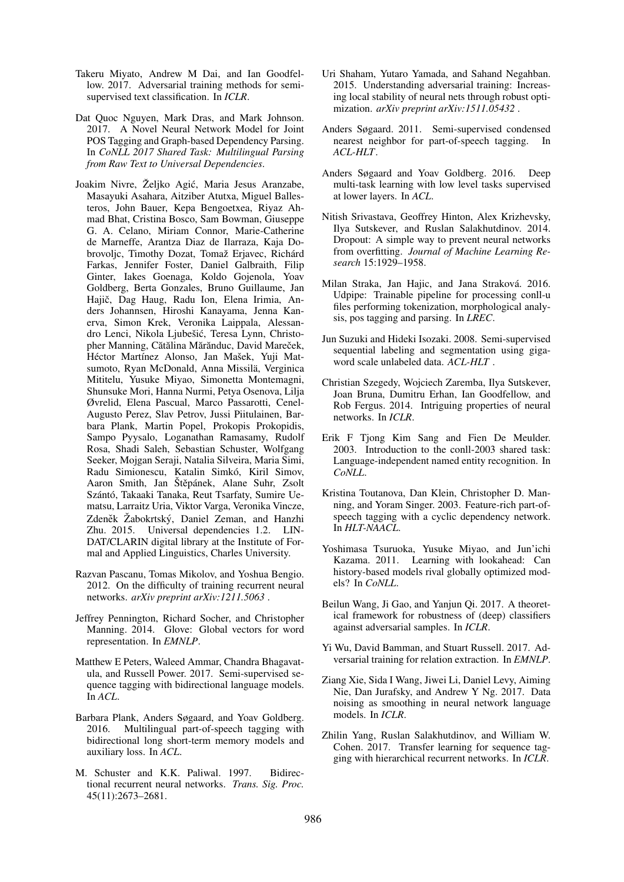Takeru Miyato, Andrew M Dai, and Ian Goodfellow. 2017. Adversarial training methods for semi-supervised text classification. In *ICLR*.

Dat Quoc Nguyen, Mark Dras, and Mark Johnson. 2017. A Novel Neural Network Model for Joint POS Tagging and Graph-based Dependency Parsing. In *CoNLL 2017 Shared Task: Multilingual Parsing from Raw Text to Universal Dependencies*.

Joakim Nivre, Željko Agić, Maria Jesus Aranzabe, Masayuki Asahara, Aitziber Atutxa, Miguel Ballesteros, John Bauer, Kepa Bengoetxea, Riyaz Ahmad Bhat, Cristina Bosco, Sam Bowman, Giuseppe G. A. Celano, Miriam Connor, Marie-Catherine de Marneffe, Arantza Diaz de Ilarraza, Kaja Dobrovoljc, Timothy Dozat, Tomaž Erjavec, Richárd Farkas, Jennifer Foster, Daniel Galbraith, Filip Ginter, Iakes Goenaga, Koldo Gojenola, Yoav Goldberg, Berta Gonzales, Bruno Guillaume, Jan Hajič, Dag Haug, Radu Ion, Elena Irimia, Anders Johannsen, Hiroshi Kanayama, Jenna Kanerva, Simon Krek, Veronika Laippala, Alessandro Lenci, Nikola Ljubešić, Teresa Lynn, Christopher Manning, Cătălina Mărănduc, David Mareček, Héctor Martínez Alonso, Jan Mašek, Yuji Matsumoto, Ryan McDonald, Anna Missilä, Verginica Mititelu, Yusuke Miyao, Simonetta Montemagni, Shunsuke Mori, Hanna Nurmi, Petya Osenova, Lilja Øvrelid, Elena Pascual, Marco Passarotti, Cenel-Augusto Perez, Slav Petrov, Jussi Piitulainen, Barbara Plank, Martin Popel, Prokopis Prokopidis, Sampo Pyysalo, Loganathan Ramasamy, Rudolf Rosa, Shadi Saleh, Sebastian Schuster, Wolfgang Seeker, Mojgan Seraji, Natalia Silveira, Maria Simi, Radu Simionescu, Katalin Simkó, Kiril Simov, Aaron Smith, Jan Štěpánek, Alane Suhr, Zsolt Szántó, Takaaki Tanaka, Reut Tsarfaty, Sumire Uematsu, Larraitz Uria, Viktor Varga, Veronika Vincze, Zdeněk Žabokrtský, Daniel Zeman, and Hanzhi Zhu. 2015. Universal dependencies 1.2. LINDAT/CLARIN digital library at the Institute of Formal and Applied Linguistics, Charles University.

Razvan Pascanu, Tomas Mikolov, and Yoshua Bengio. 2012. On the difficulty of training recurrent neural networks. *arXiv preprint arXiv:1211.5063* .

Jeffrey Pennington, Richard Socher, and Christopher Manning. 2014. Glove: Global vectors for word representation. In *EMNLP*.

Matthew E Peters, Waleed Ammar, Chandra Bhagavatula, and Russell Power. 2017. Semi-supervised sequence tagging with bidirectional language models. In *ACL*.

Barbara Plank, Anders Søgaard, and Yoav Goldberg. 2016. Multilingual part-of-speech tagging with bidirectional long short-term memory models and auxiliary loss. In *ACL*.

M. Schuster and K.K. Paliwal. 1997. Bidirectional recurrent neural networks. *Trans. Sig. Proc.* 45(11):2673–2681.

Uri Shaham, Yutaro Yamada, and Sahand Negahban. 2015. Understanding adversarial training: Increasing local stability of neural nets through robust optimization. *arXiv preprint arXiv:1511.05432* .

Anders Søgaard. 2011. Semi-supervised condensed nearest neighbor for part-of-speech tagging. In *ACL-HLT*.

Anders Søgaard and Yoav Goldberg. 2016. Deep multi-task learning with low level tasks supervised at lower layers. In *ACL*.

Nitish Srivastava, Geoffrey Hinton, Alex Krizhevsky, Ilya Sutskever, and Ruslan Salakhutdinov. 2014. Dropout: A simple way to prevent neural networks from overfitting. *Journal of Machine Learning Research* 15:1929–1958.

Milan Straka, Jan Hajic, and Jana Straková. 2016. Udpipe: Trainable pipeline for processing conll-u files performing tokenization, morphological analysis, pos tagging and parsing. In *LREC*.

Jun Suzuki and Hideki Isozaki. 2008. Semi-supervised sequential labeling and segmentation using giga-word scale unlabeled data. *ACL-HLT* .

Christian Szegedy, Wojciech Zaremba, Ilya Sutskever, Joan Bruna, Dumitru Erhan, Ian Goodfellow, and Rob Fergus. 2014. Intriguing properties of neural networks. In *ICLR*.

Erik F Tjong Kim Sang and Fien De Meulder. 2003. Introduction to the conll-2003 shared task: Language-independent named entity recognition. In *CoNLL*.

Kristina Toutanova, Dan Klein, Christopher D. Manning, and Yoram Singer. 2003. Feature-rich part-of-speech tagging with a cyclic dependency network. In *HLT-NAACL*.

Yoshimasa Tsuruoka, Yusuke Miyao, and Jun'ichi Kazama. 2011. Learning with lookahead: Can history-based models rival globally optimized models? In *CoNLL*.

Beilun Wang, Ji Gao, and Yanjun Qi. 2017. A theoretical framework for robustness of (deep) classifiers against adversarial samples. In *ICLR*.

Yi Wu, David Bamman, and Stuart Russell. 2017. Adversarial training for relation extraction. In *EMNLP*.

Ziang Xie, Sida I Wang, Jiwei Li, Daniel Levy, Aiming Nie, Dan Jurafsky, and Andrew Y Ng. 2017. Data noising as smoothing in neural network language models. In *ICLR*.

Zhilin Yang, Ruslan Salakhutdinov, and William W. Cohen. 2017. Transfer learning for sequence tagging with hierarchical recurrent networks. In *ICLR*.